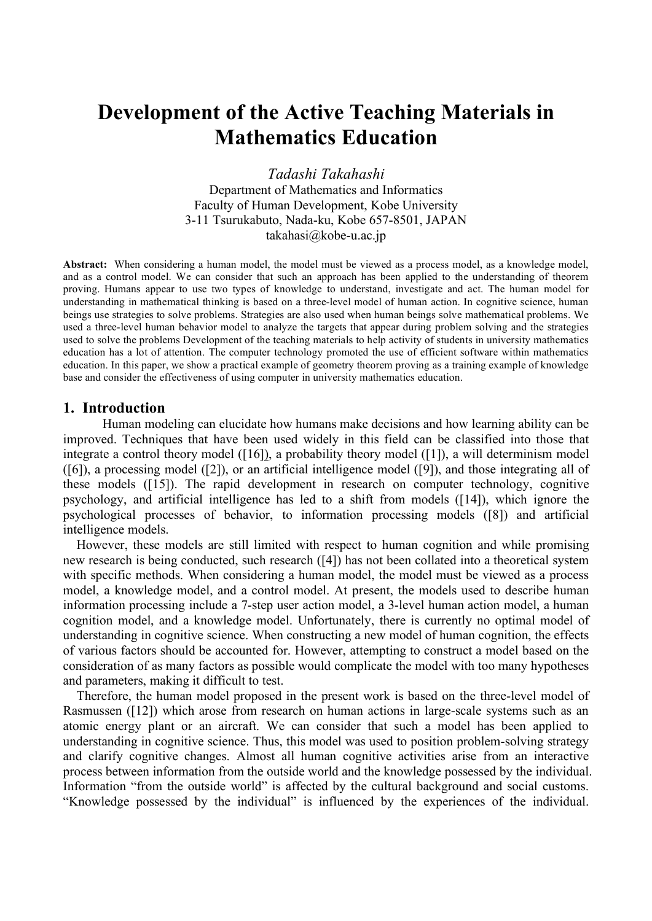# Development of the Active Teaching Materials in Mathematics Education

*Tadashi Takahashi*

Department of Mathematics and Informatics
Faculty of Human Development, Kobe University
3-11 Tsurukabuto, Nada-ku, Kobe 657-8501, JAPAN
takahasi@kobe-u.ac.jp

**Abstract:** When considering a human model, the model must be viewed as a process model, as a knowledge model, and as a control model. We can consider that such an approach has been applied to the understanding of theorem proving. Humans appear to use two types of knowledge to understand, investigate and act. The human model for understanding in mathematical thinking is based on a three-level model of human action. In cognitive science, human beings use strategies to solve problems. Strategies are also used when human beings solve mathematical problems. We used a three-level human behavior model to analyze the targets that appear during problem solving and the strategies used to solve the problems Development of the teaching materials to help activity of students in university mathematics education has a lot of attention. The computer technology promoted the use of efficient software within mathematics education. In this paper, we show a practical example of geometry theorem proving as a training example of knowledge base and consider the effectiveness of using computer in university mathematics education.

## 1. Introduction

Human modeling can elucidate how humans make decisions and how learning ability can be improved. Techniques that have been used widely in this field can be classified into those that integrate a control theory model ([16]), a probability theory model ([1]), a will determinism model ([6]), a processing model ([2]), or an artificial intelligence model ([9]), and those integrating all of these models ([15]). The rapid development in research on computer technology, cognitive psychology, and artificial intelligence has led to a shift from models ([14]), which ignore the psychological processes of behavior, to information processing models ([8]) and artificial intelligence models.

However, these models are still limited with respect to human cognition and while promising new research is being conducted, such research ([4]) has not been collated into a theoretical system with specific methods. When considering a human model, the model must be viewed as a process model, a knowledge model, and a control model. At present, the models used to describe human information processing include a 7-step user action model, a 3-level human action model, a human cognition model, and a knowledge model. Unfortunately, there is currently no optimal model of understanding in cognitive science. When constructing a new model of human cognition, the effects of various factors should be accounted for. However, attempting to construct a model based on the consideration of as many factors as possible would complicate the model with too many hypotheses and parameters, making it difficult to test.

Therefore, the human model proposed in the present work is based on the three-level model of Rasmussen ([12]) which arose from research on human actions in large-scale systems such as an atomic energy plant or an aircraft. We can consider that such a model has been applied to understanding in cognitive science. Thus, this model was used to position problem-solving strategy and clarify cognitive changes. Almost all human cognitive activities arise from an interactive process between information from the outside world and the knowledge possessed by the individual. Information "from the outside world" is affected by the cultural background and social customs. "Knowledge possessed by the individual" is influenced by the experiences of the individual.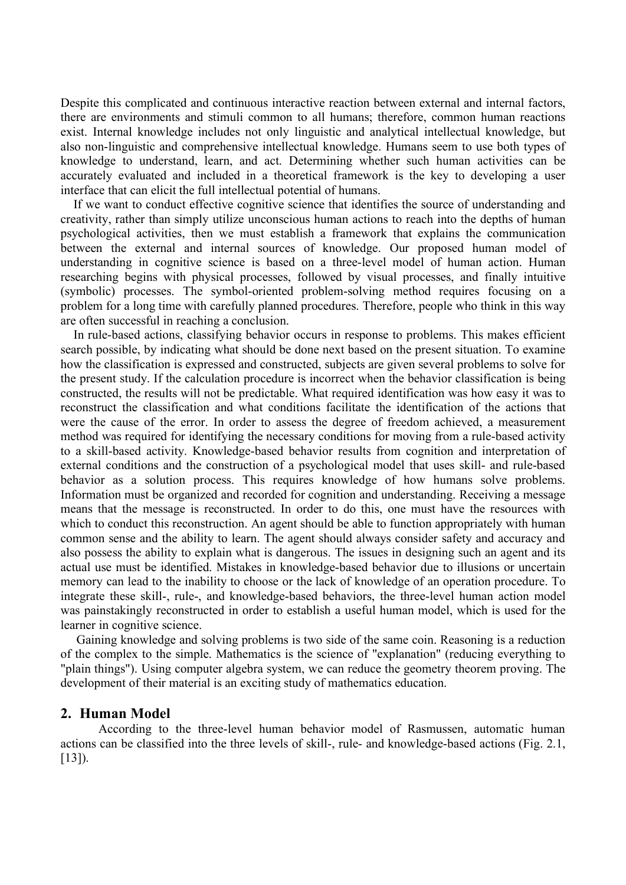Despite this complicated and continuous interactive reaction between external and internal factors, there are environments and stimuli common to all humans; therefore, common human reactions exist. Internal knowledge includes not only linguistic and analytical intellectual knowledge, but also non-linguistic and comprehensive intellectual knowledge. Humans seem to use both types of knowledge to understand, learn, and act. Determining whether such human activities can be accurately evaluated and included in a theoretical framework is the key to developing a user interface that can elicit the full intellectual potential of humans.

If we want to conduct effective cognitive science that identifies the source of understanding and creativity, rather than simply utilize unconscious human actions to reach into the depths of human psychological activities, then we must establish a framework that explains the communication between the external and internal sources of knowledge. Our proposed human model of understanding in cognitive science is based on a three-level model of human action. Human researching begins with physical processes, followed by visual processes, and finally intuitive (symbolic) processes. The symbol-oriented problem-solving method requires focusing on a problem for a long time with carefully planned procedures. Therefore, people who think in this way are often successful in reaching a conclusion.

In rule-based actions, classifying behavior occurs in response to problems. This makes efficient search possible, by indicating what should be done next based on the present situation. To examine how the classification is expressed and constructed, subjects are given several problems to solve for the present study. If the calculation procedure is incorrect when the behavior classification is being constructed, the results will not be predictable. What required identification was how easy it was to reconstruct the classification and what conditions facilitate the identification of the actions that were the cause of the error. In order to assess the degree of freedom achieved, a measurement method was required for identifying the necessary conditions for moving from a rule-based activity to a skill-based activity. Knowledge-based behavior results from cognition and interpretation of external conditions and the construction of a psychological model that uses skill- and rule-based behavior as a solution process. This requires knowledge of how humans solve problems. Information must be organized and recorded for cognition and understanding. Receiving a message means that the message is reconstructed. In order to do this, one must have the resources with which to conduct this reconstruction. An agent should be able to function appropriately with human common sense and the ability to learn. The agent should always consider safety and accuracy and also possess the ability to explain what is dangerous. The issues in designing such an agent and its actual use must be identified. Mistakes in knowledge-based behavior due to illusions or uncertain memory can lead to the inability to choose or the lack of knowledge of an operation procedure. To integrate these skill-, rule-, and knowledge-based behaviors, the three-level human action model was painstakingly reconstructed in order to establish a useful human model, which is used for the learner in cognitive science.

Gaining knowledge and solving problems is two side of the same coin. Reasoning is a reduction of the complex to the simple. Mathematics is the science of "explanation" (reducing everything to "plain things"). Using computer algebra system, we can reduce the geometry theorem proving. The development of their material is an exciting study of mathematics education.

## 2. Human Model

According to the three-level human behavior model of Rasmussen, automatic human actions can be classified into the three levels of skill-, rule- and knowledge-based actions (Fig. 2.1, [13]).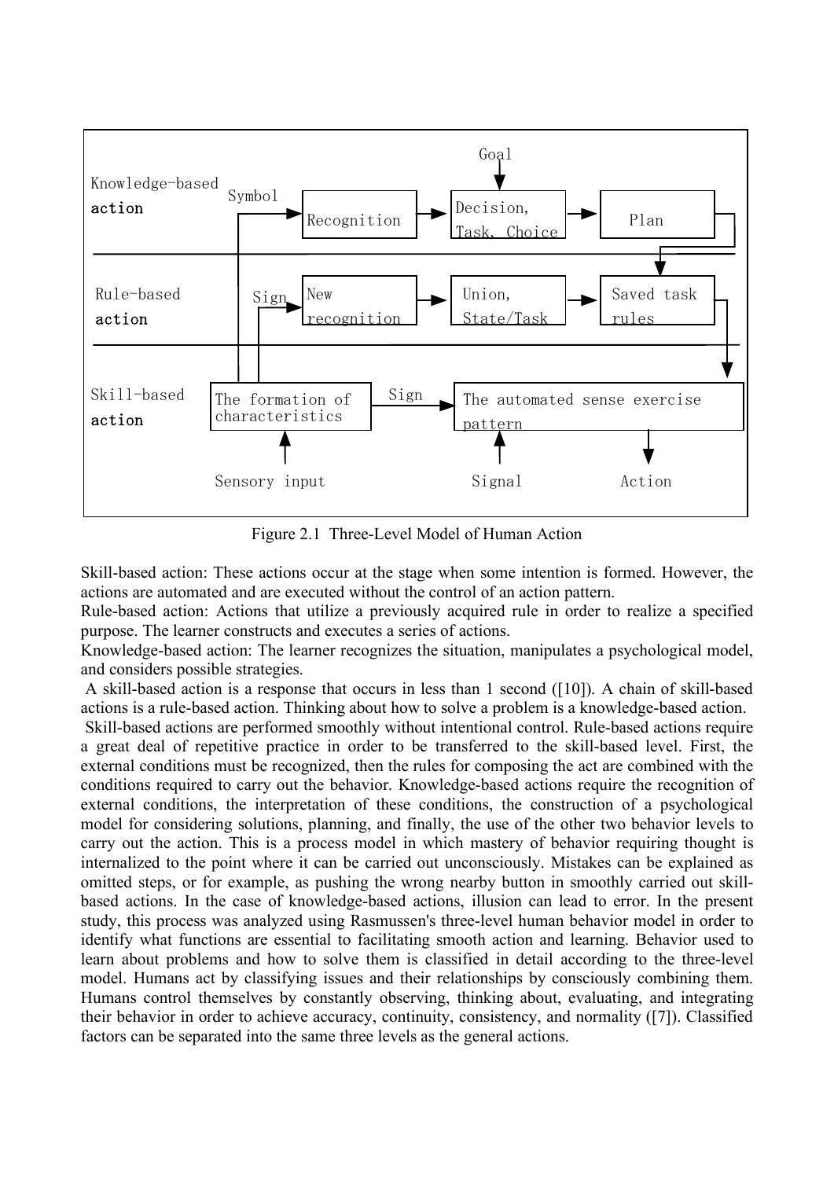Figure 2.1 Three-Level Model of Human Action

Skill-based action: These actions occur at the stage when some intention is formed. However, the actions are automated and are executed without the control of an action pattern.
Rule-based action: Actions that utilize a previously acquired rule in order to realize a specified purpose. The learner constructs and executes a series of actions.
Knowledge-based action: The learner recognizes the situation, manipulates a psychological model, and considers possible strategies.

A skill-based action is a response that occurs in less than 1 second ([10]). A chain of skill-based actions is a rule-based action. Thinking about how to solve a problem is a knowledge-based action.

Skill-based actions are performed smoothly without intentional control. Rule-based actions require a great deal of repetitive practice in order to be transferred to the skill-based level. First, the external conditions must be recognized, then the rules for composing the act are combined with the conditions required to carry out the behavior. Knowledge-based actions require the recognition of external conditions, the interpretation of these conditions, the construction of a psychological model for considering solutions, planning, and finally, the use of the other two behavior levels to carry out the action. This is a process model in which mastery of behavior requiring thought is internalized to the point where it can be carried out unconsciously. Mistakes can be explained as omitted steps, or for example, as pushing the wrong nearby button in smoothly carried out skill-based actions. In the case of knowledge-based actions, illusion can lead to error. In the present study, this process was analyzed using Rasmussen's three-level human behavior model in order to identify what functions are essential to facilitating smooth action and learning. Behavior used to learn about problems and how to solve them is classified in detail according to the three-level model. Humans act by classifying issues and their relationships by consciously combining them. Humans control themselves by constantly observing, thinking about, evaluating, and integrating their behavior in order to achieve accuracy, continuity, consistency, and normality ([7]). Classified factors can be separated into the same three levels as the general actions.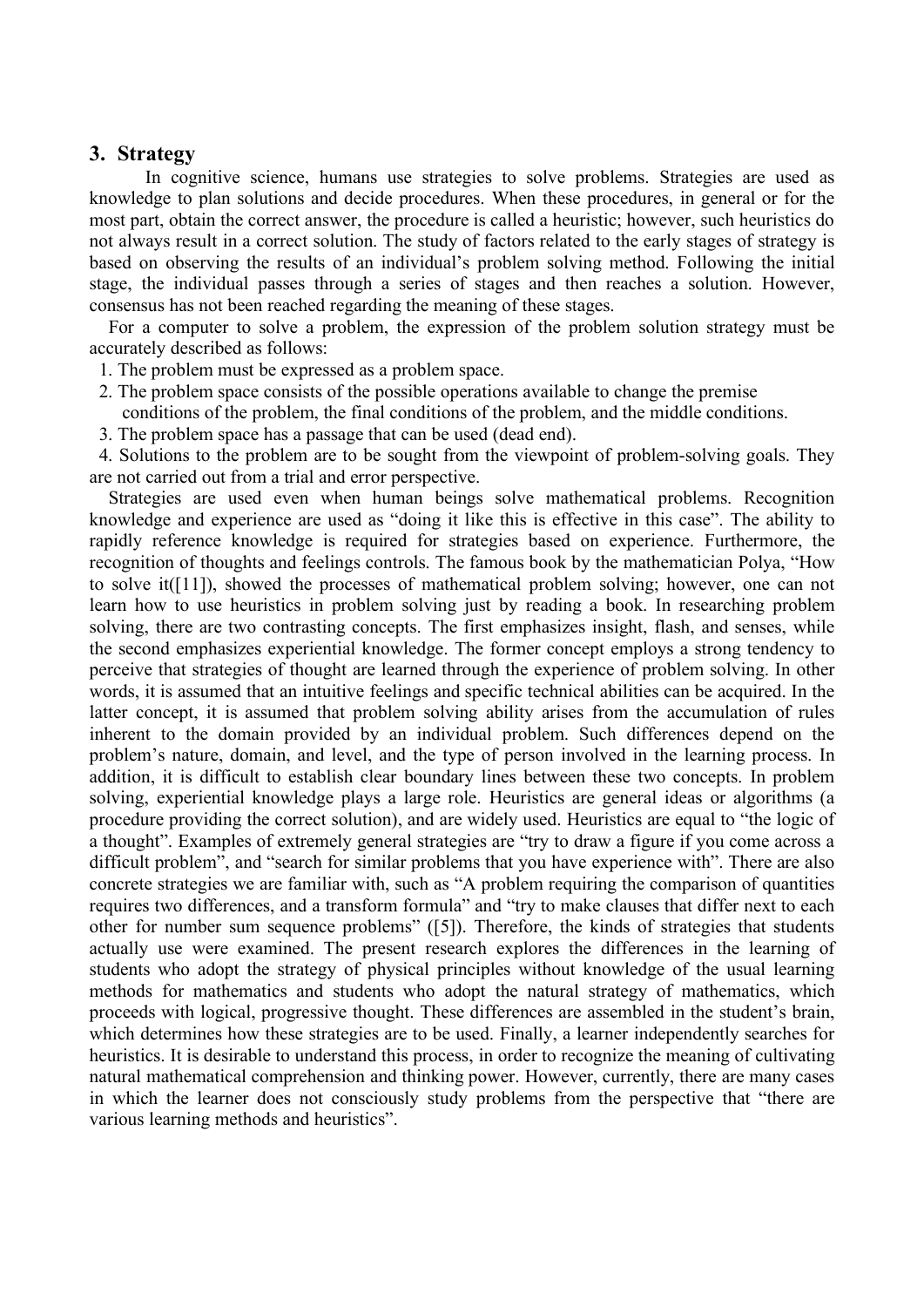## 3. Strategy

In cognitive science, humans use strategies to solve problems. Strategies are used as knowledge to plan solutions and decide procedures. When these procedures, in general or for the most part, obtain the correct answer, the procedure is called a heuristic; however, such heuristics do not always result in a correct solution. The study of factors related to the early stages of strategy is based on observing the results of an individual's problem solving method. Following the initial stage, the individual passes through a series of stages and then reaches a solution. However, consensus has not been reached regarding the meaning of these stages.

For a computer to solve a problem, the expression of the problem solution strategy must be accurately described as follows:

1. The problem must be expressed as a problem space.
2. The problem space consists of the possible operations available to change the premise conditions of the problem, the final conditions of the problem, and the middle conditions.
3. The problem space has a passage that can be used (dead end).
4. Solutions to the problem are to be sought from the viewpoint of problem-solving goals. They are not carried out from a trial and error perspective.

Strategies are used even when human beings solve mathematical problems. Recognition knowledge and experience are used as "doing it like this is effective in this case". The ability to rapidly reference knowledge is required for strategies based on experience. Furthermore, the recognition of thoughts and feelings controls. The famous book by the mathematician Polya, "How to solve it([11]), showed the processes of mathematical problem solving; however, one can not learn how to use heuristics in problem solving just by reading a book. In researching problem solving, there are two contrasting concepts. The first emphasizes insight, flash, and senses, while the second emphasizes experiential knowledge. The former concept employs a strong tendency to perceive that strategies of thought are learned through the experience of problem solving. In other words, it is assumed that an intuitive feelings and specific technical abilities can be acquired. In the latter concept, it is assumed that problem solving ability arises from the accumulation of rules inherent to the domain provided by an individual problem. Such differences depend on the problem's nature, domain, and level, and the type of person involved in the learning process. In addition, it is difficult to establish clear boundary lines between these two concepts. In problem solving, experiential knowledge plays a large role. Heuristics are general ideas or algorithms (a procedure providing the correct solution), and are widely used. Heuristics are equal to "the logic of a thought". Examples of extremely general strategies are "try to draw a figure if you come across a difficult problem", and "search for similar problems that you have experience with". There are also concrete strategies we are familiar with, such as "A problem requiring the comparison of quantities requires two differences, and a transform formula" and "try to make clauses that differ next to each other for number sum sequence problems" ([5]). Therefore, the kinds of strategies that students actually use were examined. The present research explores the differences in the learning of students who adopt the strategy of physical principles without knowledge of the usual learning methods for mathematics and students who adopt the natural strategy of mathematics, which proceeds with logical, progressive thought. These differences are assembled in the student's brain, which determines how these strategies are to be used. Finally, a learner independently searches for heuristics. It is desirable to understand this process, in order to recognize the meaning of cultivating natural mathematical comprehension and thinking power. However, currently, there are many cases in which the learner does not consciously study problems from the perspective that "there are various learning methods and heuristics".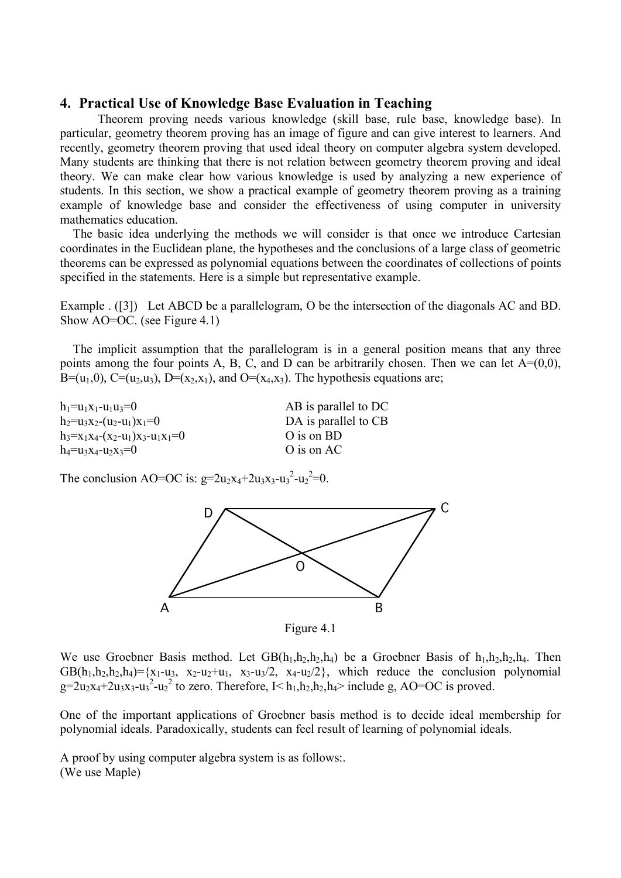## 4. Practical Use of Knowledge Base Evaluation in Teaching

Theorem proving needs various knowledge (skill base, rule base, knowledge base). In particular, geometry theorem proving has an image of figure and can give interest to learners. And recently, geometry theorem proving that used ideal theory on computer algebra system developed. Many students are thinking that there is not relation between geometry theorem proving and ideal theory. We can make clear how various knowledge is used by analyzing a new experience of students. In this section, we show a practical example of geometry theorem proving as a training example of knowledge base and consider the effectiveness of using computer in university mathematics education.

The basic idea underlying the methods we will consider is that once we introduce Cartesian coordinates in the Euclidean plane, the hypotheses and the conclusions of a large class of geometric theorems can be expressed as polynomial equations between the coordinates of collections of points specified in the statements. Here is a simple but representative example.

Example . ([3]) Let ABCD be a parallelogram, O be the intersection of the diagonals AC and BD. Show AO=OC. (see Figure 4.1)

The implicit assumption that the parallelogram is in a general position means that any three points among the four points A, B, C, and D can be arbitrarily chosen. Then we can let A=(0,0), B=$(u_1,0)$, C=$(u_2,u_3)$, D=$(x_2,x_1)$, and O=$(x_4,x_3)$. The hypothesis equations are;

$h_1=u_1x_1-u_1u_3=0$ AB is parallel to DC
$h_2=u_3x_2-(u_2-u_1)x_1=0$ DA is parallel to CB
$h_3=x_1x_4-(x_2-u_1)x_3-u_1x_1=0$ O is on BD
$h_4=u_3x_4-u_2x_3=0$ O is on AC

The conclusion AO=OC is: $g=2u_2x_4+2u_3x_3-u_3^2-u_2^2=0$.

Figure 4.1

We use Groebner Basis method. Let GB($h_1,h_2,h_2,h_4$) be a Groebner Basis of $h_1,h_2,h_2,h_4$. Then GB($h_1,h_2,h_2,h_4$)=$\{x_1-u_3,\ x_2-u_2+u_1,\ x_3-u_3/2,\ x_4-u_2/2\}$, which reduce the conclusion polynomial $g=2u_2x_4+2u_3x_3-u_3^2-u_2^2$ to zero. Therefore, I< $h_1,h_2,h_2,h_4$> include g, AO=OC is proved.

One of the important applications of Groebner basis method is to decide ideal membership for polynomial ideals. Paradoxically, students can feel result of learning of polynomial ideals.

A proof by using computer algebra system is as follows:.
(We use Maple)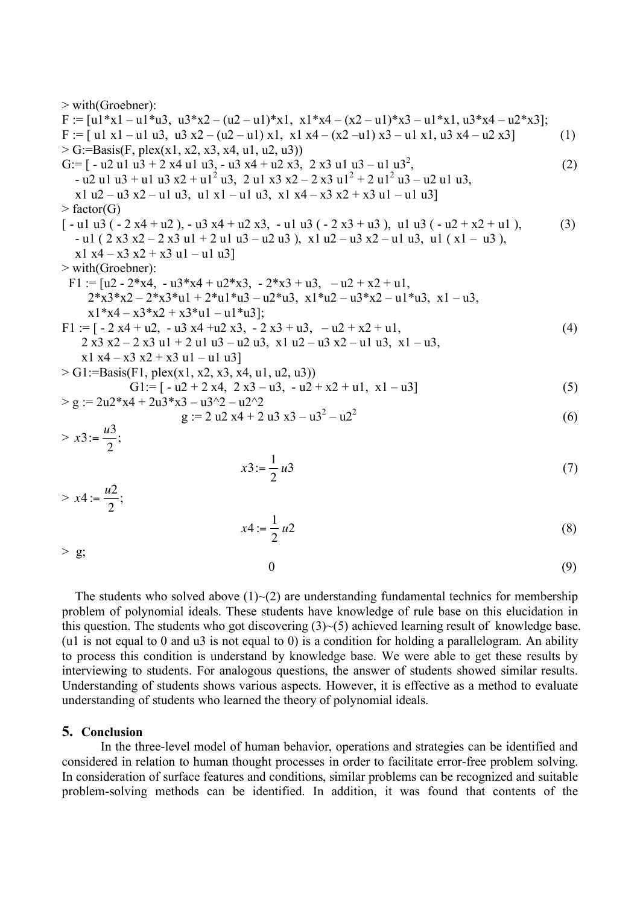```
> with(Groebner):
F := [u1*x1 – u1*u3,  u3*x2 – (u2 – u1)*x1,  x1*x4 – (x2 – u1)*x3 – u1*x1, u3*x4 – u2*x3];
F := [ u1 x1 – u1 u3,  u3 x2 – (u2 – u1) x1,  x1 x4 – (x2 –u1) x3 – u1 x1, u3 x4 – u2 x3]          (1)
> G:=Basis(F, plex(x1, x2, x3, x4, u1, u2, u3))
G:= [ - u2 u1 u3 + 2 x4 u1 u3, - u3 x4 + u2 x3,  2 x3 u1 u3 – u1 u3^2,                            (2)
   - u2 u1 u3 + u1 u3 x2 + u1^2 u3,  2 u1 x3 x2 – 2 x3 u1^2 + 2 u1^2 u3 – u2 u1 u3,
   x1 u2 – u3 x2 – u1 u3,  u1 x1 – u1 u3,  x1 x4 – x3 x2 + x3 u1 – u1 u3]
> factor(G)
[ - u1 u3 ( - 2 x4 + u2 ), - u3 x4 + u2 x3,  - u1 u3 ( - 2 x3 + u3 ),  u1 u3 ( - u2 + x2 + u1 ),    (3)
   - u1 ( 2 x3 x2 – 2 x3 u1 + 2 u1 u3 – u2 u3 ),  x1 u2 – u3 x2 – u1 u3,  u1 ( x1 –  u3 ),
   x1 x4 – x3 x2 + x3 u1 – u1 u3]
> with(Groebner):
  F1 := [u2 - 2*x4,  - u3*x4 + u2*x3,  - 2*x3 + u3,   – u2 + x2 + u1,
       2*x3*x2 – 2*x3*u1 + 2*u1*u3 – u2*u3,  x1*u2 – u3*x2 – u1*u3,  x1 – u3,
       x1*x4 – x3*x2 + x3*u1 – u1*u3];
F1 := [ - 2 x4 + u2,  - u3 x4 +u2 x3,  - 2 x3 + u3,   – u2 + x2 + u1,                             (4)
     2 x3 x2 – 2 x3 u1 + 2 u1 u3 – u2 u3,  x1 u2 – u3 x2 – u1 u3,  x1 – u3,
     x1 x4 – x3 x2 + x3 u1 – u1 u3]
> G1:=Basis(F1, plex(x1, x2, x3, x4, u1, u2, u3))
               G1:= [ - u2 + 2 x4,  2 x3 – u3,  - u2 + x2 + u1,  x1 – u3]                           (5)
> g := 2u2*x4 + 2u3*x3 – u3^2 – u2^2
                          g := 2 u2 x4 + 2 u3 x3 – u3^2 – u2^2                                        (6)
> x3 := u3/2;
                                      x3 := (1/2) u3                                                  (7)
> x4 := u2/2;
                                      x4 := (1/2) u2                                                  (8)
> g;
                                          0                                                           (9)
```

The students who solved above (1)~(2) are understanding fundamental technics for membership problem of polynomial ideals. These students have knowledge of rule base on this elucidation in this question. The students who got discovering (3)~(5) achieved learning result of knowledge base. (u1 is not equal to 0 and u3 is not equal to 0) is a condition for holding a parallelogram. An ability to process this condition is understand by knowledge base. We were able to get these results by interviewing to students. For analogous questions, the answer of students showed similar results. Understanding of students shows various aspects. However, it is effective as a method to evaluate understanding of students who learned the theory of polynomial ideals.

## 5. Conclusion

In the three-level model of human behavior, operations and strategies can be identified and considered in relation to human thought processes in order to facilitate error-free problem solving. In consideration of surface features and conditions, similar problems can be recognized and suitable problem-solving methods can be identified. In addition, it was found that contents of the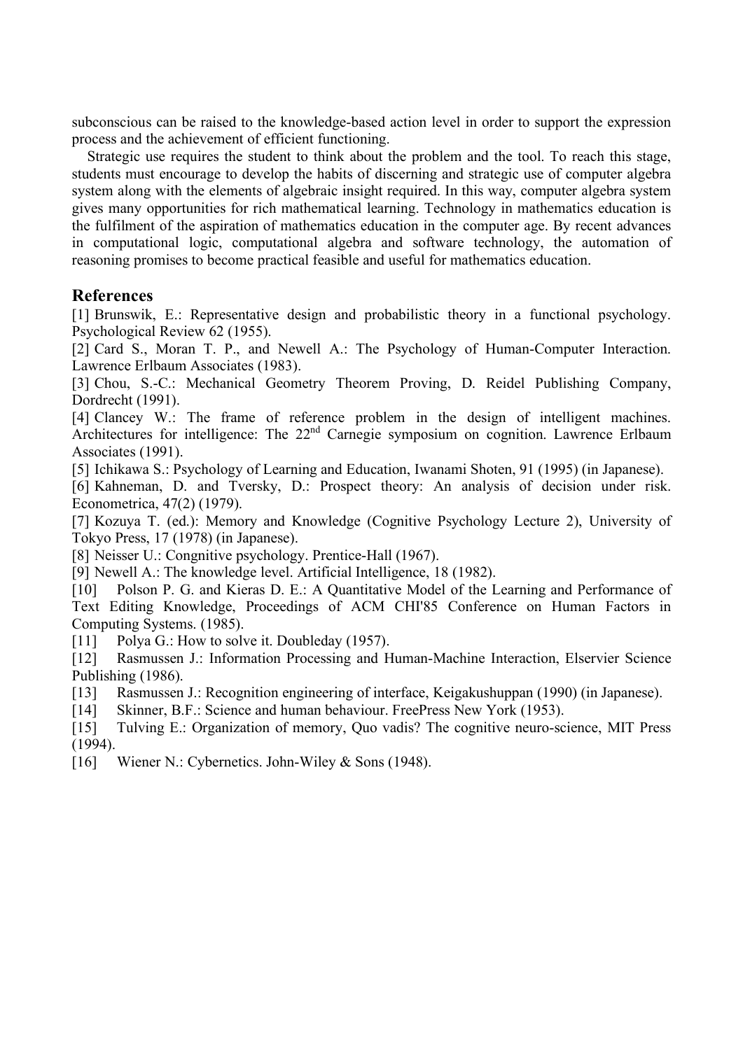subconscious can be raised to the knowledge-based action level in order to support the expression process and the achievement of efficient functioning.

Strategic use requires the student to think about the problem and the tool. To reach this stage, students must encourage to develop the habits of discerning and strategic use of computer algebra system along with the elements of algebraic insight required. In this way, computer algebra system gives many opportunities for rich mathematical learning. Technology in mathematics education is the fulfilment of the aspiration of mathematics education in the computer age. By recent advances in computational logic, computational algebra and software technology, the automation of reasoning promises to become practical feasible and useful for mathematics education.

## References

[1] Brunswik, E.: Representative design and probabilistic theory in a functional psychology. Psychological Review 62 (1955).

[2] Card S., Moran T. P., and Newell A.: The Psychology of Human-Computer Interaction. Lawrence Erlbaum Associates (1983).

[3] Chou, S.-C.: Mechanical Geometry Theorem Proving, D. Reidel Publishing Company, Dordrecht (1991).

[4] Clancey W.: The frame of reference problem in the design of intelligent machines. Architectures for intelligence: The 22nd Carnegie symposium on cognition. Lawrence Erlbaum Associates (1991).

[5] Ichikawa S.: Psychology of Learning and Education, Iwanami Shoten, 91 (1995) (in Japanese).

[6] Kahneman, D. and Tversky, D.: Prospect theory: An analysis of decision under risk. Econometrica, 47(2) (1979).

[7] Kozuya T. (ed.): Memory and Knowledge (Cognitive Psychology Lecture 2), University of Tokyo Press, 17 (1978) (in Japanese).

[8] Neisser U.: Congnitive psychology. Prentice-Hall (1967).

[9] Newell A.: The knowledge level. Artificial Intelligence, 18 (1982).

[10] Polson P. G. and Kieras D. E.: A Quantitative Model of the Learning and Performance of Text Editing Knowledge, Proceedings of ACM CHI'85 Conference on Human Factors in Computing Systems. (1985).

[11] Polya G.: How to solve it. Doubleday (1957).

[12] Rasmussen J.: Information Processing and Human-Machine Interaction, Elservier Science Publishing (1986).

[13] Rasmussen J.: Recognition engineering of interface, Keigakushuppan (1990) (in Japanese).

[14] Skinner, B.F.: Science and human behaviour. FreePress New York (1953).

[15] Tulving E.: Organization of memory, Quo vadis? The cognitive neuro-science, MIT Press (1994).

[16] Wiener N.: Cybernetics. John-Wiley & Sons (1948).